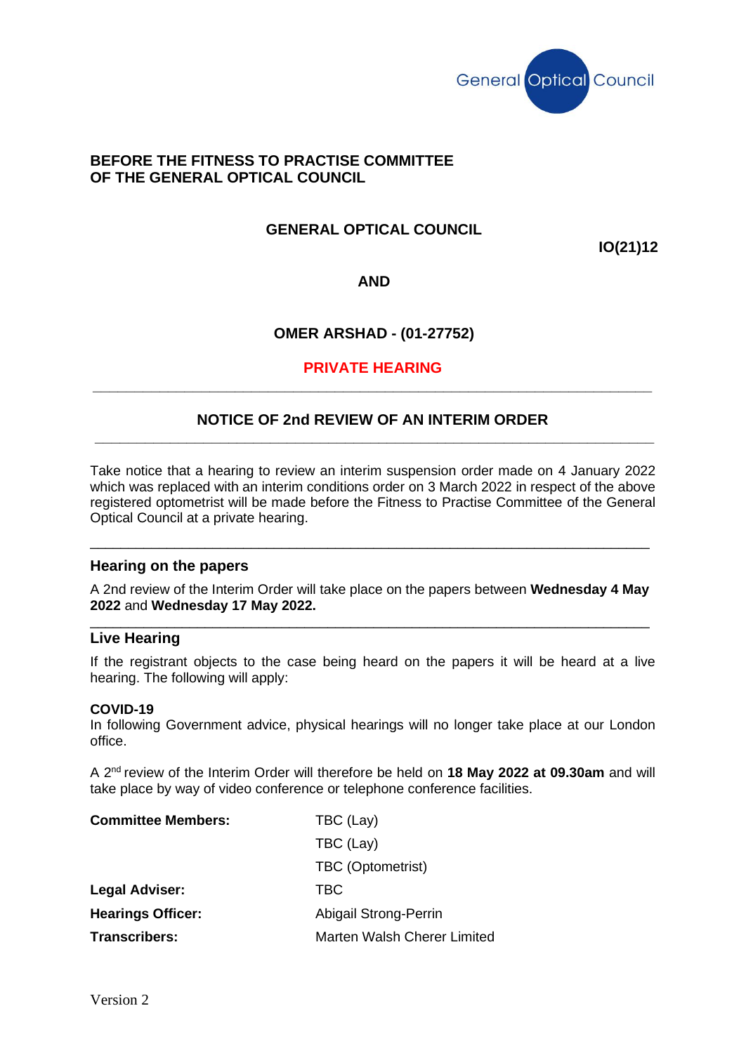General Optical Council

**BEFORE THE FITNESS TO PRACTISE COMMITTEE OF THE GENERAL OPTICAL COUNCIL**

**GENERAL OPTICAL COUNCIL**

**IO(21)12**

**AND**

**OMER ARSHAD - (01-27752)**

**PRIVATE HEARING**

---

## NOTICE OF 2nd REVIEW OF AN INTERIM ORDER

---

Take notice that a hearing to review an interim suspension order made on 4 January 2022 which was replaced with an interim conditions order on 3 March 2022 in respect of the above registered optometrist will be made before the Fitness to Practise Committee of the General Optical Council at a private hearing.

---

### Hearing on the papers

A 2nd review of the Interim Order will take place on the papers between **Wednesday 4 May 2022** and **Wednesday 17 May 2022.**

---

### Live Hearing

If the registrant objects to the case being heard on the papers it will be heard at a live hearing. The following will apply:

**COVID-19**
In following Government advice, physical hearings will no longer take place at our London office.

A 2nd review of the Interim Order will therefore be held on **18 May 2022 at 09.30am** and will take place by way of video conference or telephone conference facilities.

| | |
|---|---|
| **Committee Members:** | TBC (Lay) |
| | TBC (Lay) |
| | TBC (Optometrist) |
| **Legal Adviser:** | TBC |
| **Hearings Officer:** | Abigail Strong-Perrin |
| **Transcribers:** | Marten Walsh Cherer Limited |

Version 2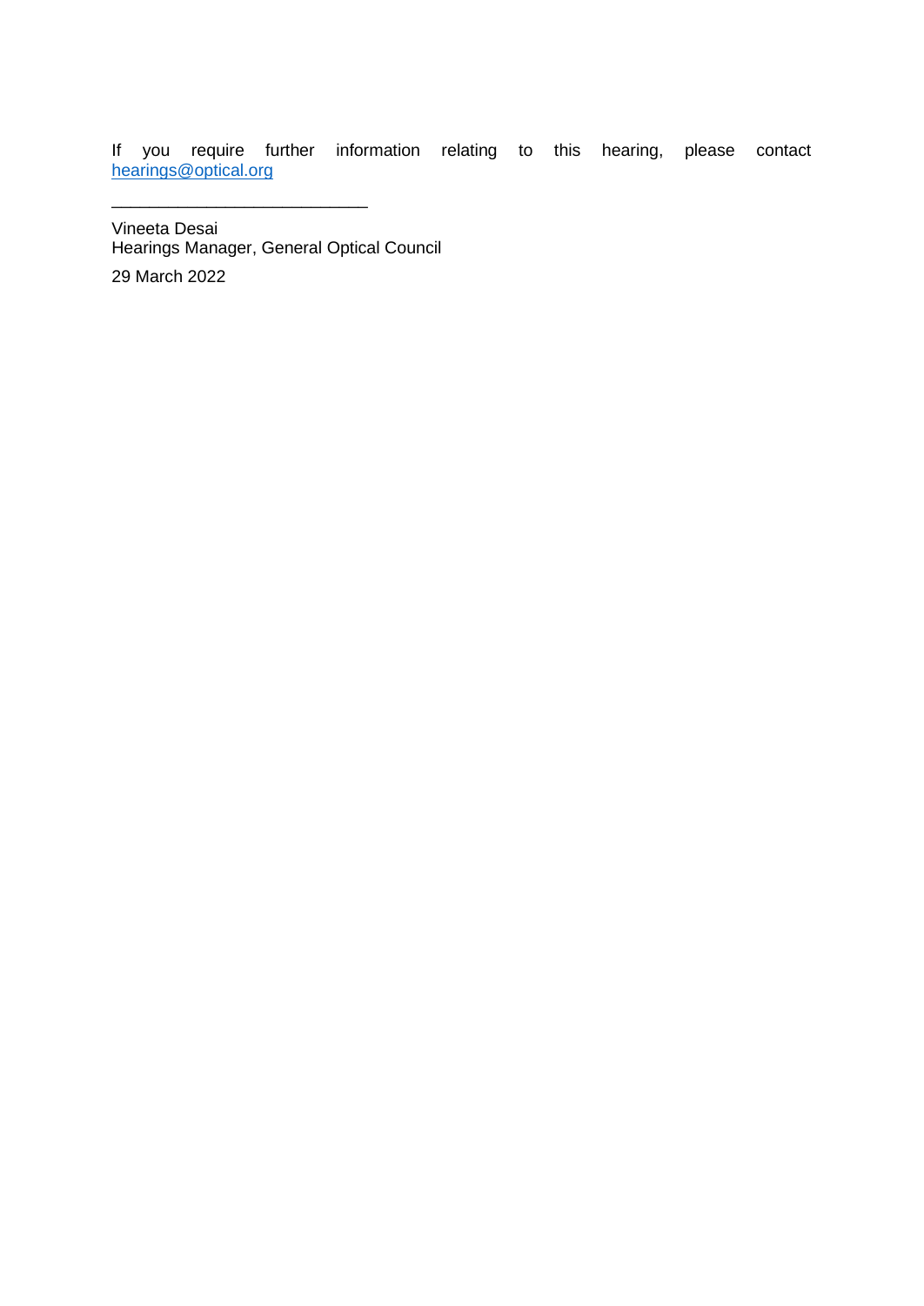If you require further information relating to this hearing, please contact hearings@optical.org

___________________________

Vineeta Desai
Hearings Manager, General Optical Council

29 March 2022